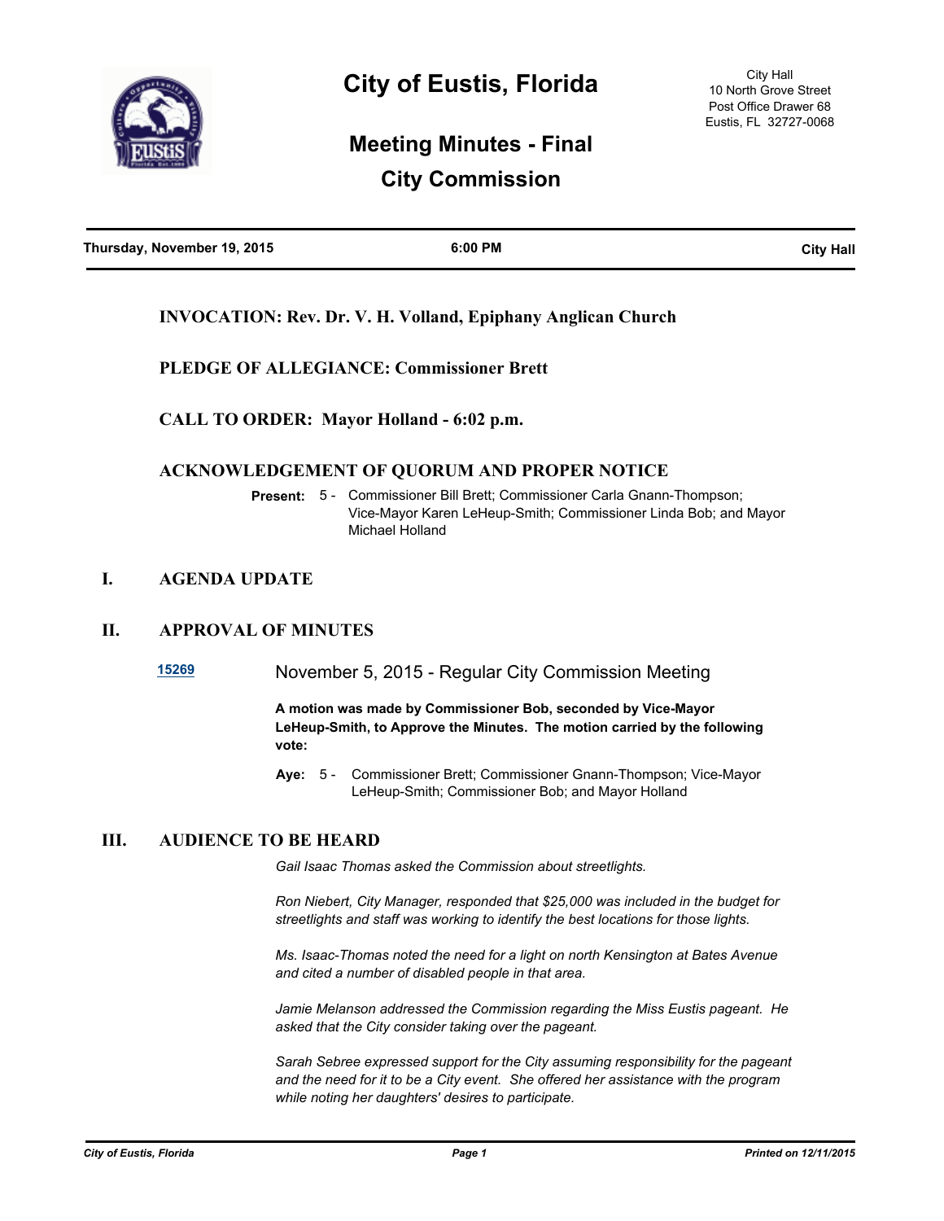# City of Eustis, Florida

City Hall
10 North Grove Street
Post Office Drawer 68
Eustis, FL 32727-0068

## Meeting Minutes - Final
## City Commission

**Thursday, November 19, 2015** | **6:00 PM** | **City Hall**

---

### INVOCATION: Rev. Dr. V. H. Volland, Epiphany Anglican Church

### PLEDGE OF ALLEGIANCE: Commissioner Brett

### CALL TO ORDER: Mayor Holland - 6:02 p.m.

### ACKNOWLEDGEMENT OF QUORUM AND PROPER NOTICE

**Present:** 5 - Commissioner Bill Brett; Commissioner Carla Gnann-Thompson; Vice-Mayor Karen LeHeup-Smith; Commissioner Linda Bob; and Mayor Michael Holland

## I. AGENDA UPDATE

## II. APPROVAL OF MINUTES

**15269** November 5, 2015 - Regular City Commission Meeting

**A motion was made by Commissioner Bob, seconded by Vice-Mayor LeHeup-Smith, to Approve the Minutes. The motion carried by the following vote:**

**Aye:** 5 - Commissioner Brett; Commissioner Gnann-Thompson; Vice-Mayor LeHeup-Smith; Commissioner Bob; and Mayor Holland

## III. AUDIENCE TO BE HEARD

*Gail Isaac Thomas asked the Commission about streetlights.*

*Ron Niebert, City Manager, responded that $25,000 was included in the budget for streetlights and staff was working to identify the best locations for those lights.*

*Ms. Isaac-Thomas noted the need for a light on north Kensington at Bates Avenue and cited a number of disabled people in that area.*

*Jamie Melanson addressed the Commission regarding the Miss Eustis pageant. He asked that the City consider taking over the pageant.*

*Sarah Sebree expressed support for the City assuming responsibility for the pageant and the need for it to be a City event. She offered her assistance with the program while noting her daughters' desires to participate.*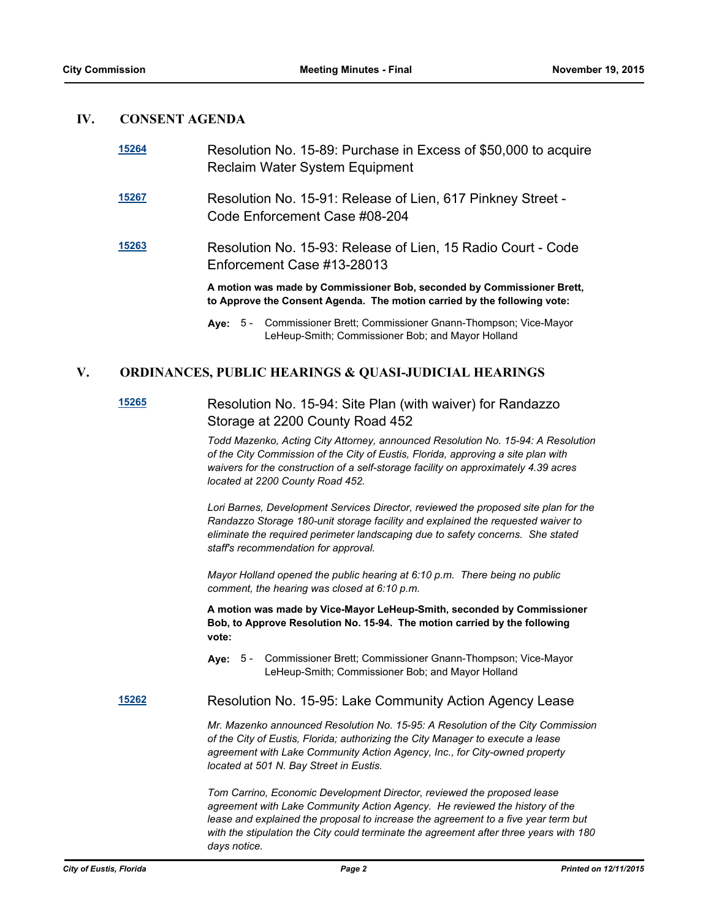## IV. CONSENT AGENDA

**15264** Resolution No. 15-89: Purchase in Excess of $50,000 to acquire Reclaim Water System Equipment

**15267** Resolution No. 15-91: Release of Lien, 617 Pinkney Street - Code Enforcement Case #08-204

**15263** Resolution No. 15-93: Release of Lien, 15 Radio Court - Code Enforcement Case #13-28013

**A motion was made by Commissioner Bob, seconded by Commissioner Brett, to Approve the Consent Agenda. The motion carried by the following vote:**

**Aye:** 5 - Commissioner Brett; Commissioner Gnann-Thompson; Vice-Mayor LeHeup-Smith; Commissioner Bob; and Mayor Holland

## V. ORDINANCES, PUBLIC HEARINGS & QUASI-JUDICIAL HEARINGS

**15265** Resolution No. 15-94: Site Plan (with waiver) for Randazzo Storage at 2200 County Road 452

*Todd Mazenko, Acting City Attorney, announced Resolution No. 15-94: A Resolution of the City Commission of the City of Eustis, Florida, approving a site plan with waivers for the construction of a self-storage facility on approximately 4.39 acres located at 2200 County Road 452.*

*Lori Barnes, Development Services Director, reviewed the proposed site plan for the Randazzo Storage 180-unit storage facility and explained the requested waiver to eliminate the required perimeter landscaping due to safety concerns. She stated staff's recommendation for approval.*

*Mayor Holland opened the public hearing at 6:10 p.m. There being no public comment, the hearing was closed at 6:10 p.m.*

**A motion was made by Vice-Mayor LeHeup-Smith, seconded by Commissioner Bob, to Approve Resolution No. 15-94. The motion carried by the following vote:**

**Aye:** 5 - Commissioner Brett; Commissioner Gnann-Thompson; Vice-Mayor LeHeup-Smith; Commissioner Bob; and Mayor Holland

**15262** Resolution No. 15-95: Lake Community Action Agency Lease

*Mr. Mazenko announced Resolution No. 15-95: A Resolution of the City Commission of the City of Eustis, Florida; authorizing the City Manager to execute a lease agreement with Lake Community Action Agency, Inc., for City-owned property located at 501 N. Bay Street in Eustis.*

*Tom Carrino, Economic Development Director, reviewed the proposed lease agreement with Lake Community Action Agency. He reviewed the history of the lease and explained the proposal to increase the agreement to a five year term but with the stipulation the City could terminate the agreement after three years with 180 days notice.*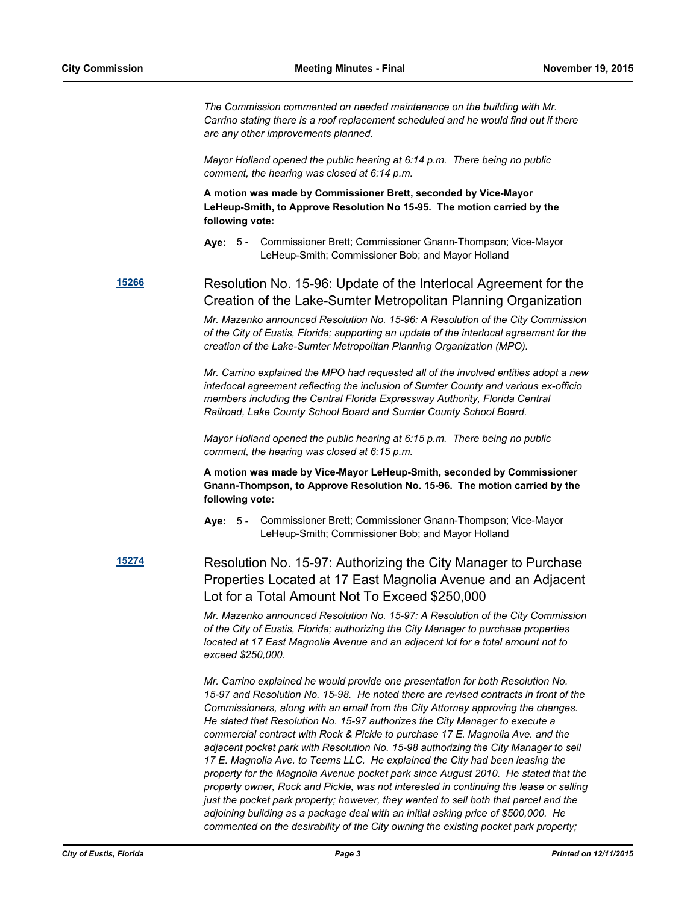*The Commission commented on needed maintenance on the building with Mr. Carrino stating there is a roof replacement scheduled and he would find out if there are any other improvements planned.*

*Mayor Holland opened the public hearing at 6:14 p.m. There being no public comment, the hearing was closed at 6:14 p.m.*

**A motion was made by Commissioner Brett, seconded by Vice-Mayor LeHeup-Smith, to Approve Resolution No 15-95. The motion carried by the following vote:**

**Aye:** 5 - Commissioner Brett; Commissioner Gnann-Thompson; Vice-Mayor LeHeup-Smith; Commissioner Bob; and Mayor Holland

**15266**

## Resolution No. 15-96: Update of the Interlocal Agreement for the Creation of the Lake-Sumter Metropolitan Planning Organization

*Mr. Mazenko announced Resolution No. 15-96: A Resolution of the City Commission of the City of Eustis, Florida; supporting an update of the interlocal agreement for the creation of the Lake-Sumter Metropolitan Planning Organization (MPO).*

*Mr. Carrino explained the MPO had requested all of the involved entities adopt a new interlocal agreement reflecting the inclusion of Sumter County and various ex-officio members including the Central Florida Expressway Authority, Florida Central Railroad, Lake County School Board and Sumter County School Board.*

*Mayor Holland opened the public hearing at 6:15 p.m. There being no public comment, the hearing was closed at 6:15 p.m.*

**A motion was made by Vice-Mayor LeHeup-Smith, seconded by Commissioner Gnann-Thompson, to Approve Resolution No. 15-96. The motion carried by the following vote:**

**Aye:** 5 - Commissioner Brett; Commissioner Gnann-Thompson; Vice-Mayor LeHeup-Smith; Commissioner Bob; and Mayor Holland

**15274**

## Resolution No. 15-97: Authorizing the City Manager to Purchase Properties Located at 17 East Magnolia Avenue and an Adjacent Lot for a Total Amount Not To Exceed $250,000

*Mr. Mazenko announced Resolution No. 15-97: A Resolution of the City Commission of the City of Eustis, Florida; authorizing the City Manager to purchase properties located at 17 East Magnolia Avenue and an adjacent lot for a total amount not to exceed $250,000.*

*Mr. Carrino explained he would provide one presentation for both Resolution No. 15-97 and Resolution No. 15-98. He noted there are revised contracts in front of the Commissioners, along with an email from the City Attorney approving the changes. He stated that Resolution No. 15-97 authorizes the City Manager to execute a commercial contract with Rock & Pickle to purchase 17 E. Magnolia Ave. and the adjacent pocket park with Resolution No. 15-98 authorizing the City Manager to sell 17 E. Magnolia Ave. to Teems LLC. He explained the City had been leasing the property for the Magnolia Avenue pocket park since August 2010. He stated that the property owner, Rock and Pickle, was not interested in continuing the lease or selling just the pocket park property; however, they wanted to sell both that parcel and the adjoining building as a package deal with an initial asking price of $500,000. He commented on the desirability of the City owning the existing pocket park property;*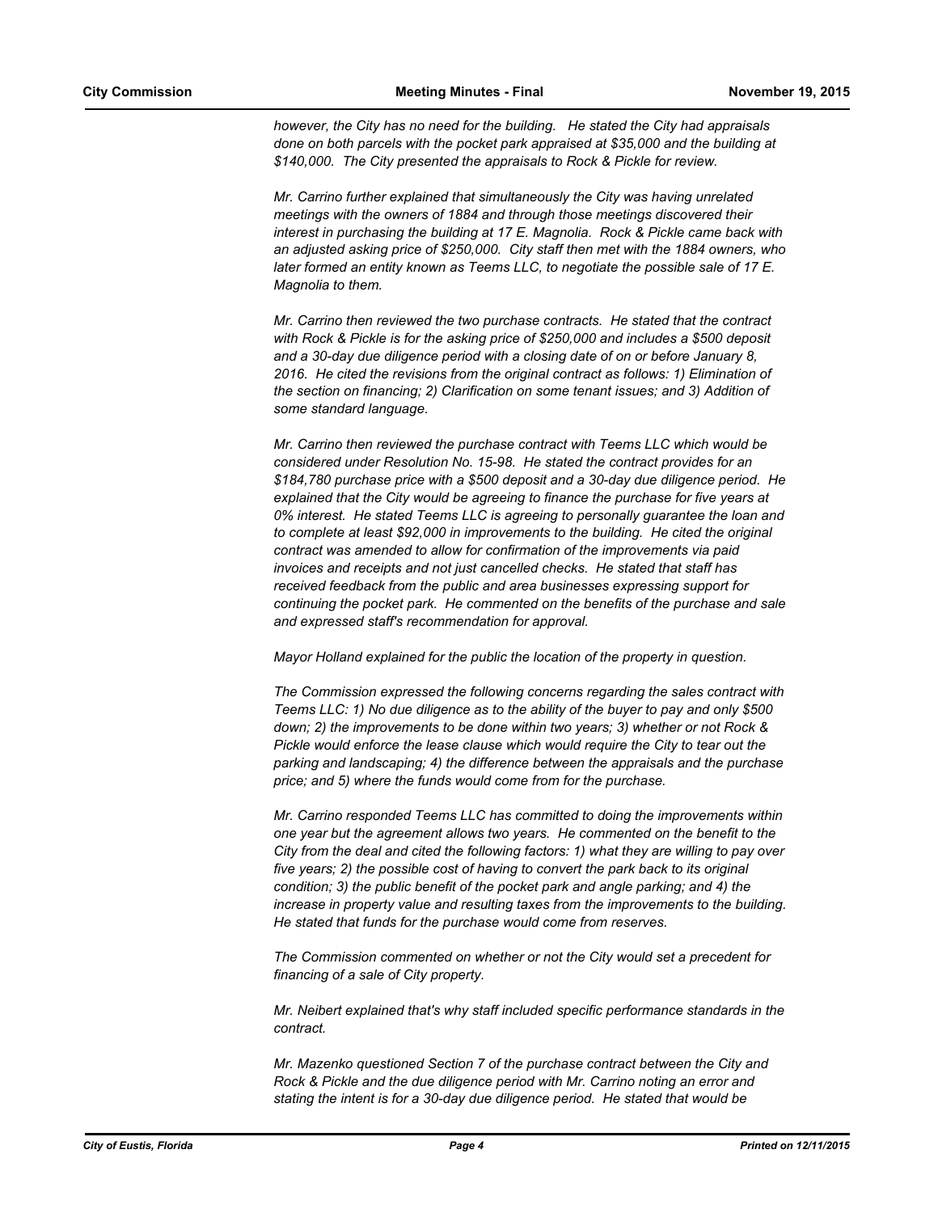*however, the City has no need for the building. He stated the City had appraisals done on both parcels with the pocket park appraised at $35,000 and the building at $140,000. The City presented the appraisals to Rock & Pickle for review.*

*Mr. Carrino further explained that simultaneously the City was having unrelated meetings with the owners of 1884 and through those meetings discovered their interest in purchasing the building at 17 E. Magnolia. Rock & Pickle came back with an adjusted asking price of $250,000. City staff then met with the 1884 owners, who later formed an entity known as Teems LLC, to negotiate the possible sale of 17 E. Magnolia to them.*

*Mr. Carrino then reviewed the two purchase contracts. He stated that the contract with Rock & Pickle is for the asking price of $250,000 and includes a $500 deposit and a 30-day due diligence period with a closing date of on or before January 8, 2016. He cited the revisions from the original contract as follows: 1) Elimination of the section on financing; 2) Clarification on some tenant issues; and 3) Addition of some standard language.*

*Mr. Carrino then reviewed the purchase contract with Teems LLC which would be considered under Resolution No. 15-98. He stated the contract provides for an $184,780 purchase price with a $500 deposit and a 30-day due diligence period. He explained that the City would be agreeing to finance the purchase for five years at 0% interest. He stated Teems LLC is agreeing to personally guarantee the loan and to complete at least $92,000 in improvements to the building. He cited the original contract was amended to allow for confirmation of the improvements via paid invoices and receipts and not just cancelled checks. He stated that staff has received feedback from the public and area businesses expressing support for continuing the pocket park. He commented on the benefits of the purchase and sale and expressed staff's recommendation for approval.*

*Mayor Holland explained for the public the location of the property in question.*

*The Commission expressed the following concerns regarding the sales contract with Teems LLC: 1) No due diligence as to the ability of the buyer to pay and only $500 down; 2) the improvements to be done within two years; 3) whether or not Rock & Pickle would enforce the lease clause which would require the City to tear out the parking and landscaping; 4) the difference between the appraisals and the purchase price; and 5) where the funds would come from for the purchase.*

*Mr. Carrino responded Teems LLC has committed to doing the improvements within one year but the agreement allows two years. He commented on the benefit to the City from the deal and cited the following factors: 1) what they are willing to pay over five years; 2) the possible cost of having to convert the park back to its original condition; 3) the public benefit of the pocket park and angle parking; and 4) the increase in property value and resulting taxes from the improvements to the building. He stated that funds for the purchase would come from reserves.*

*The Commission commented on whether or not the City would set a precedent for financing of a sale of City property.*

*Mr. Neibert explained that's why staff included specific performance standards in the contract.*

*Mr. Mazenko questioned Section 7 of the purchase contract between the City and Rock & Pickle and the due diligence period with Mr. Carrino noting an error and stating the intent is for a 30-day due diligence period. He stated that would be*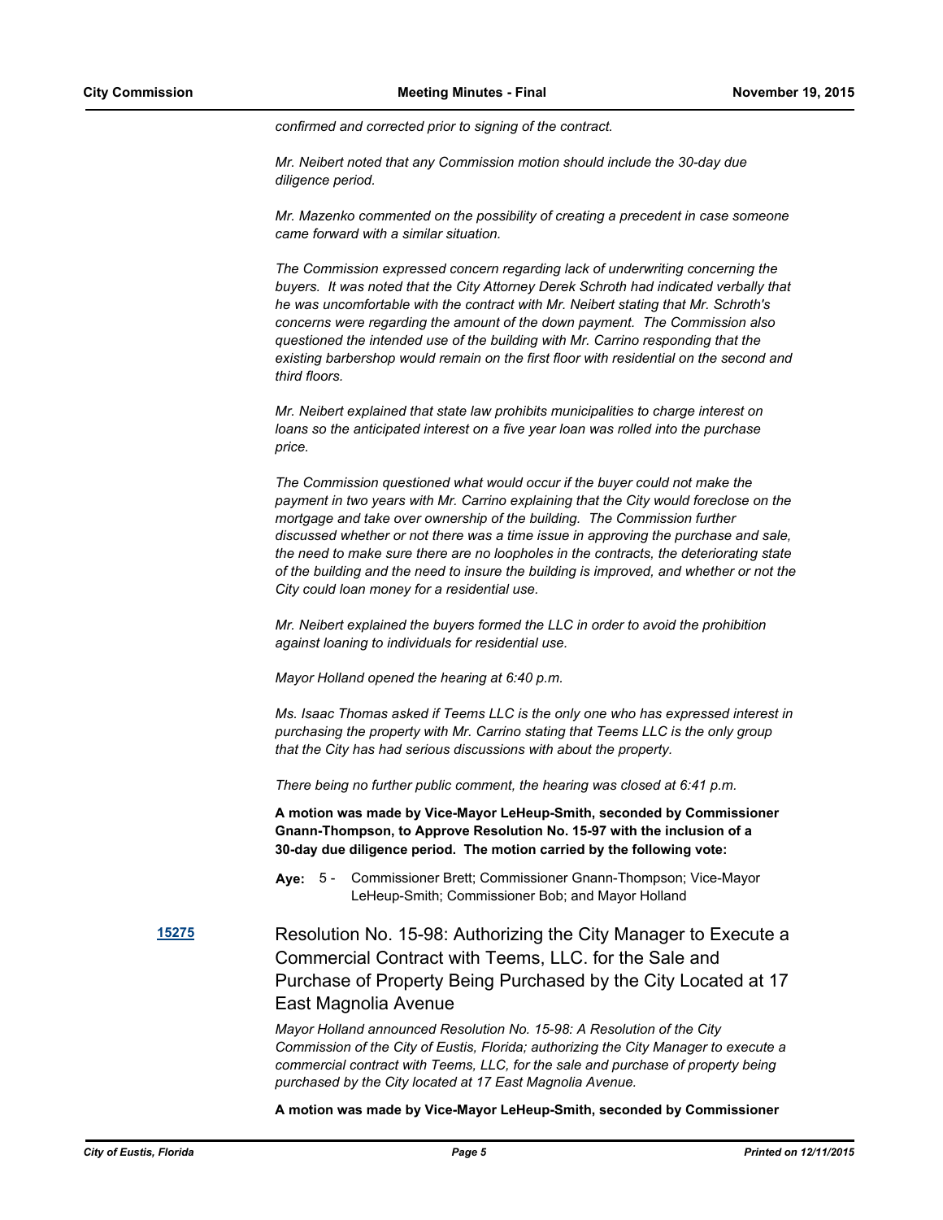*confirmed and corrected prior to signing of the contract.*

*Mr. Neibert noted that any Commission motion should include the 30-day due diligence period.*

*Mr. Mazenko commented on the possibility of creating a precedent in case someone came forward with a similar situation.*

*The Commission expressed concern regarding lack of underwriting concerning the buyers. It was noted that the City Attorney Derek Schroth had indicated verbally that he was uncomfortable with the contract with Mr. Neibert stating that Mr. Schroth's concerns were regarding the amount of the down payment. The Commission also questioned the intended use of the building with Mr. Carrino responding that the existing barbershop would remain on the first floor with residential on the second and third floors.*

*Mr. Neibert explained that state law prohibits municipalities to charge interest on loans so the anticipated interest on a five year loan was rolled into the purchase price.*

*The Commission questioned what would occur if the buyer could not make the payment in two years with Mr. Carrino explaining that the City would foreclose on the mortgage and take over ownership of the building. The Commission further discussed whether or not there was a time issue in approving the purchase and sale, the need to make sure there are no loopholes in the contracts, the deteriorating state of the building and the need to insure the building is improved, and whether or not the City could loan money for a residential use.*

*Mr. Neibert explained the buyers formed the LLC in order to avoid the prohibition against loaning to individuals for residential use.*

*Mayor Holland opened the hearing at 6:40 p.m.*

*Ms. Isaac Thomas asked if Teems LLC is the only one who has expressed interest in purchasing the property with Mr. Carrino stating that Teems LLC is the only group that the City has had serious discussions with about the property.*

*There being no further public comment, the hearing was closed at 6:41 p.m.*

**A motion was made by Vice-Mayor LeHeup-Smith, seconded by Commissioner Gnann-Thompson, to Approve Resolution No. 15-97 with the inclusion of a 30-day due diligence period. The motion carried by the following vote:**

**Aye:** 5 - Commissioner Brett; Commissioner Gnann-Thompson; Vice-Mayor LeHeup-Smith; Commissioner Bob; and Mayor Holland

**15275** Resolution No. 15-98: Authorizing the City Manager to Execute a Commercial Contract with Teems, LLC. for the Sale and Purchase of Property Being Purchased by the City Located at 17 East Magnolia Avenue

*Mayor Holland announced Resolution No. 15-98: A Resolution of the City Commission of the City of Eustis, Florida; authorizing the City Manager to execute a commercial contract with Teems, LLC, for the sale and purchase of property being purchased by the City located at 17 East Magnolia Avenue.*

**A motion was made by Vice-Mayor LeHeup-Smith, seconded by Commissioner**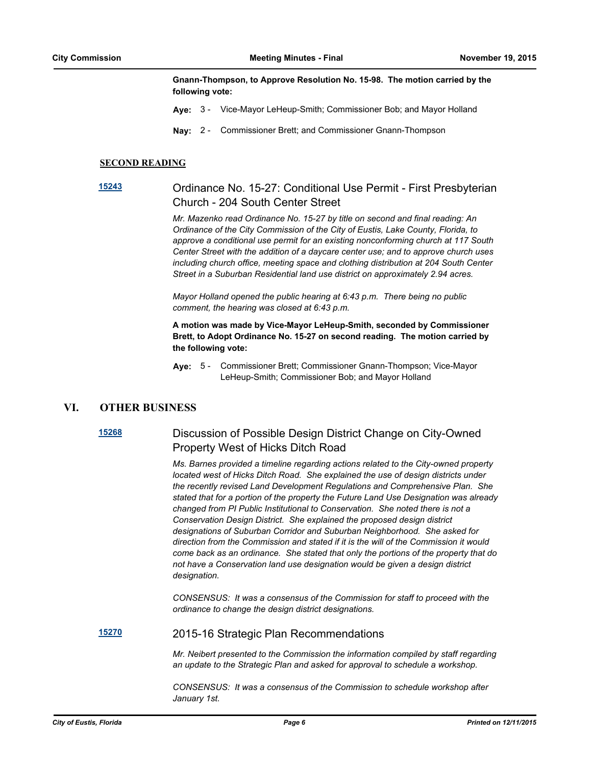**Gnann-Thompson, to Approve Resolution No. 15-98. The motion carried by the following vote:**

**Aye:** 3 - Vice-Mayor LeHeup-Smith; Commissioner Bob; and Mayor Holland

**Nay:** 2 - Commissioner Brett; and Commissioner Gnann-Thompson

**SECOND READING**

**15243** Ordinance No. 15-27: Conditional Use Permit - First Presbyterian Church - 204 South Center Street

*Mr. Mazenko read Ordinance No. 15-27 by title on second and final reading: An Ordinance of the City Commission of the City of Eustis, Lake County, Florida, to approve a conditional use permit for an existing nonconforming church at 117 South Center Street with the addition of a daycare center use; and to approve church uses including church office, meeting space and clothing distribution at 204 South Center Street in a Suburban Residential land use district on approximately 2.94 acres.*

*Mayor Holland opened the public hearing at 6:43 p.m. There being no public comment, the hearing was closed at 6:43 p.m.*

**A motion was made by Vice-Mayor LeHeup-Smith, seconded by Commissioner Brett, to Adopt Ordinance No. 15-27 on second reading. The motion carried by the following vote:**

**Aye:** 5 - Commissioner Brett; Commissioner Gnann-Thompson; Vice-Mayor LeHeup-Smith; Commissioner Bob; and Mayor Holland

## VI. OTHER BUSINESS

**15268** Discussion of Possible Design District Change on City-Owned Property West of Hicks Ditch Road

*Ms. Barnes provided a timeline regarding actions related to the City-owned property located west of Hicks Ditch Road. She explained the use of design districts under the recently revised Land Development Regulations and Comprehensive Plan. She stated that for a portion of the property the Future Land Use Designation was already changed from PI Public Institutional to Conservation. She noted there is not a Conservation Design District. She explained the proposed design district designations of Suburban Corridor and Suburban Neighborhood. She asked for direction from the Commission and stated if it is the will of the Commission it would come back as an ordinance. She stated that only the portions of the property that do not have a Conservation land use designation would be given a design district designation.*

*CONSENSUS: It was a consensus of the Commission for staff to proceed with the ordinance to change the design district designations.*

**15270** 2015-16 Strategic Plan Recommendations

*Mr. Neibert presented to the Commission the information compiled by staff regarding an update to the Strategic Plan and asked for approval to schedule a workshop.*

*CONSENSUS: It was a consensus of the Commission to schedule workshop after January 1st.*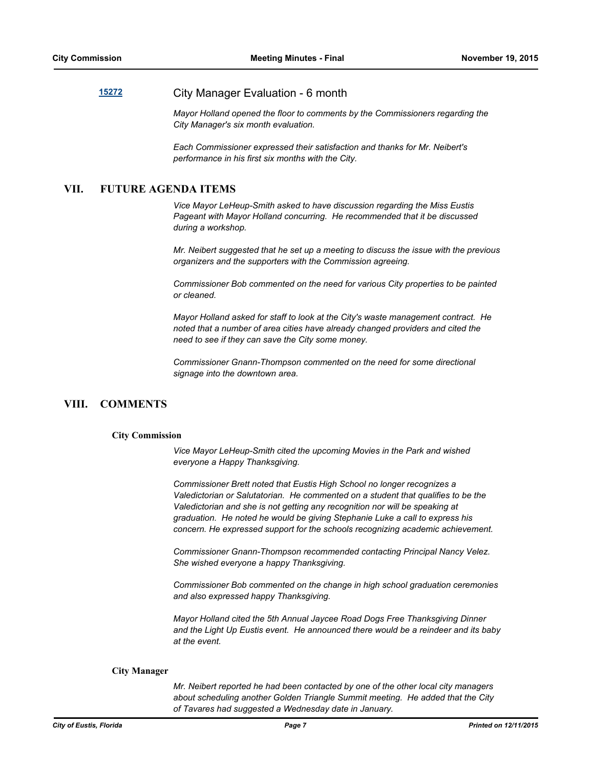**15272** City Manager Evaluation - 6 month

*Mayor Holland opened the floor to comments by the Commissioners regarding the City Manager's six month evaluation.*

*Each Commissioner expressed their satisfaction and thanks for Mr. Neibert's performance in his first six months with the City.*

## VII. FUTURE AGENDA ITEMS

*Vice Mayor LeHeup-Smith asked to have discussion regarding the Miss Eustis Pageant with Mayor Holland concurring. He recommended that it be discussed during a workshop.*

*Mr. Neibert suggested that he set up a meeting to discuss the issue with the previous organizers and the supporters with the Commission agreeing.*

*Commissioner Bob commented on the need for various City properties to be painted or cleaned.*

*Mayor Holland asked for staff to look at the City's waste management contract. He noted that a number of area cities have already changed providers and cited the need to see if they can save the City some money.*

*Commissioner Gnann-Thompson commented on the need for some directional signage into the downtown area.*

## VIII. COMMENTS

### City Commission

*Vice Mayor LeHeup-Smith cited the upcoming Movies in the Park and wished everyone a Happy Thanksgiving.*

*Commissioner Brett noted that Eustis High School no longer recognizes a Valedictorian or Salutatorian. He commented on a student that qualifies to be the Valedictorian and she is not getting any recognition nor will be speaking at graduation. He noted he would be giving Stephanie Luke a call to express his concern. He expressed support for the schools recognizing academic achievement.*

*Commissioner Gnann-Thompson recommended contacting Principal Nancy Velez. She wished everyone a happy Thanksgiving.*

*Commissioner Bob commented on the change in high school graduation ceremonies and also expressed happy Thanksgiving.*

*Mayor Holland cited the 5th Annual Jaycee Road Dogs Free Thanksgiving Dinner and the Light Up Eustis event. He announced there would be a reindeer and its baby at the event.*

### City Manager

*Mr. Neibert reported he had been contacted by one of the other local city managers about scheduling another Golden Triangle Summit meeting. He added that the City of Tavares had suggested a Wednesday date in January.*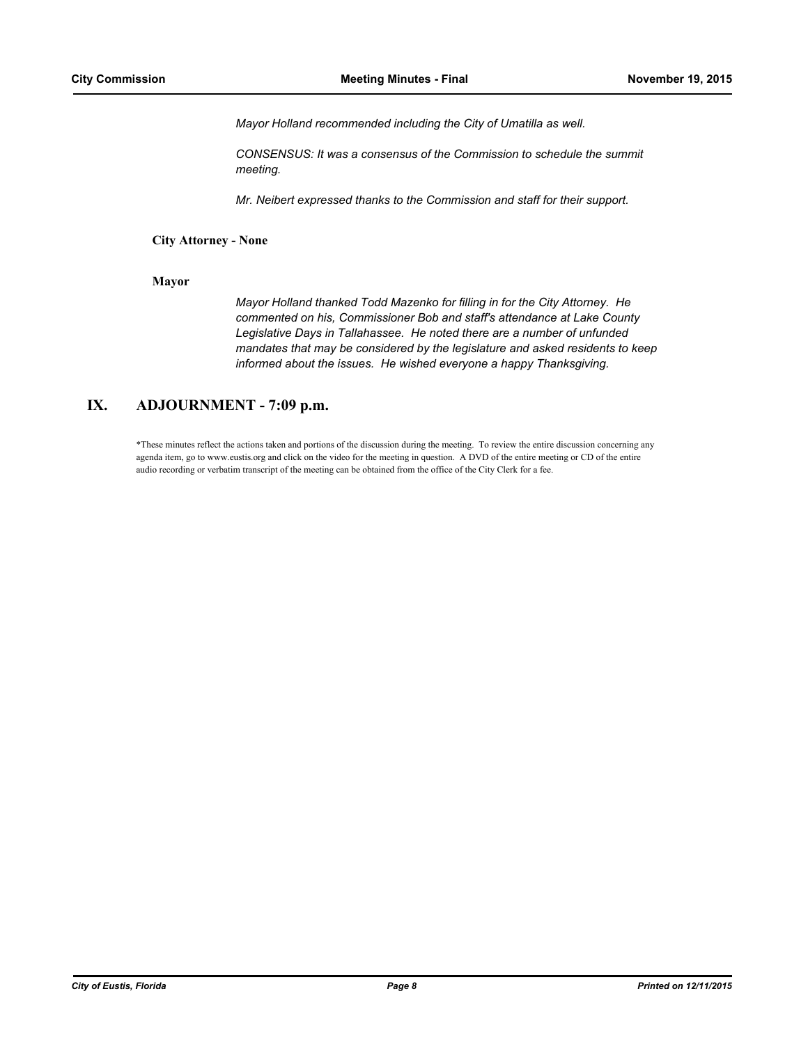*Mayor Holland recommended including the City of Umatilla as well.*

*CONSENSUS: It was a consensus of the Commission to schedule the summit meeting.*

*Mr. Neibert expressed thanks to the Commission and staff for their support.*

**City Attorney - None**

**Mayor**

*Mayor Holland thanked Todd Mazenko for filling in for the City Attorney. He commented on his, Commissioner Bob and staff's attendance at Lake County Legislative Days in Tallahassee. He noted there are a number of unfunded mandates that may be considered by the legislature and asked residents to keep informed about the issues. He wished everyone a happy Thanksgiving.*

## IX. ADJOURNMENT - 7:09 p.m.

*These minutes reflect the actions taken and portions of the discussion during the meeting. To review the entire discussion concerning any agenda item, go to www.eustis.org and click on the video for the meeting in question. A DVD of the entire meeting or CD of the entire audio recording or verbatim transcript of the meeting can be obtained from the office of the City Clerk for a fee.